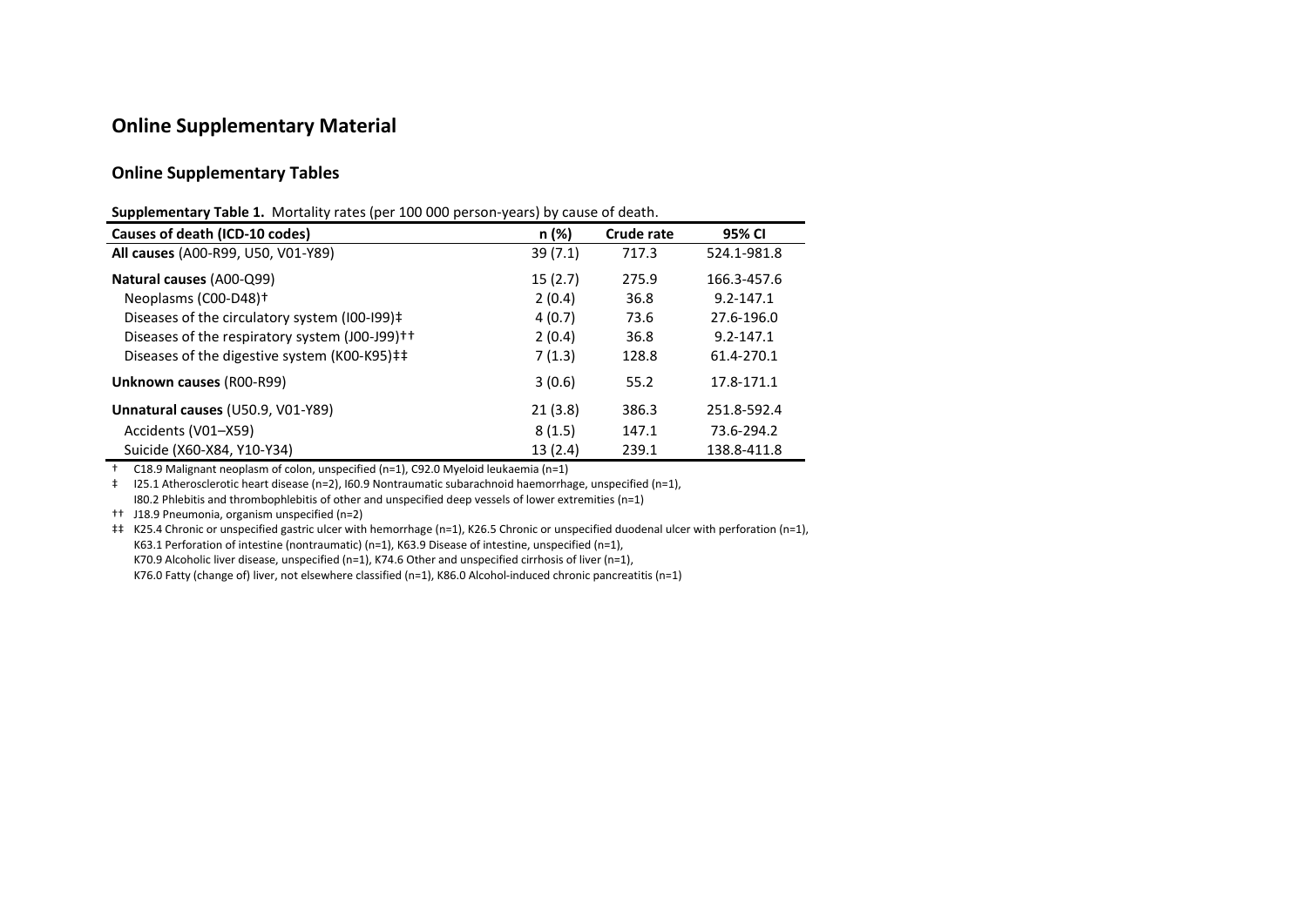# Online Supplementary Material

## Online Supplementary Tables

**Supplementary Table 1.** Mortality rates (per 100 000 person-years) by cause of death.

| Causes of death (ICD-10 codes) | n (%) | Crude rate | 95% CI |
|---|---|---|---|
| **All causes** (A00-R99, U50, V01-Y89) | 39 (7.1) | 717.3 | 524.1-981.8 |
| **Natural causes** (A00-Q99) | 15 (2.7) | 275.9 | 166.3-457.6 |
| Neoplasms (C00-D48)† | 2 (0.4) | 36.8 | 9.2-147.1 |
| Diseases of the circulatory system (I00-I99)‡ | 4 (0.7) | 73.6 | 27.6-196.0 |
| Diseases of the respiratory system (J00-J99)†† | 2 (0.4) | 36.8 | 9.2-147.1 |
| Diseases of the digestive system (K00-K95)‡‡ | 7 (1.3) | 128.8 | 61.4-270.1 |
| **Unknown causes** (R00-R99) | 3 (0.6) | 55.2 | 17.8-171.1 |
| **Unnatural causes** (U50.9, V01-Y89) | 21 (3.8) | 386.3 | 251.8-592.4 |
| Accidents (V01–X59) | 8 (1.5) | 147.1 | 73.6-294.2 |
| Suicide (X60-X84, Y10-Y34) | 13 (2.4) | 239.1 | 138.8-411.8 |

† C18.9 Malignant neoplasm of colon, unspecified (n=1), C92.0 Myeloid leukaemia (n=1)

‡ I25.1 Atherosclerotic heart disease (n=2), I60.9 Nontraumatic subarachnoid haemorrhage, unspecified (n=1), I80.2 Phlebitis and thrombophlebitis of other and unspecified deep vessels of lower extremities (n=1)

†† J18.9 Pneumonia, organism unspecified (n=2)

‡‡ K25.4 Chronic or unspecified gastric ulcer with hemorrhage (n=1), K26.5 Chronic or unspecified duodenal ulcer with perforation (n=1), K63.1 Perforation of intestine (nontraumatic) (n=1), K63.9 Disease of intestine, unspecified (n=1), K70.9 Alcoholic liver disease, unspecified (n=1), K74.6 Other and unspecified cirrhosis of liver (n=1), K76.0 Fatty (change of) liver, not elsewhere classified (n=1), K86.0 Alcohol-induced chronic pancreatitis (n=1)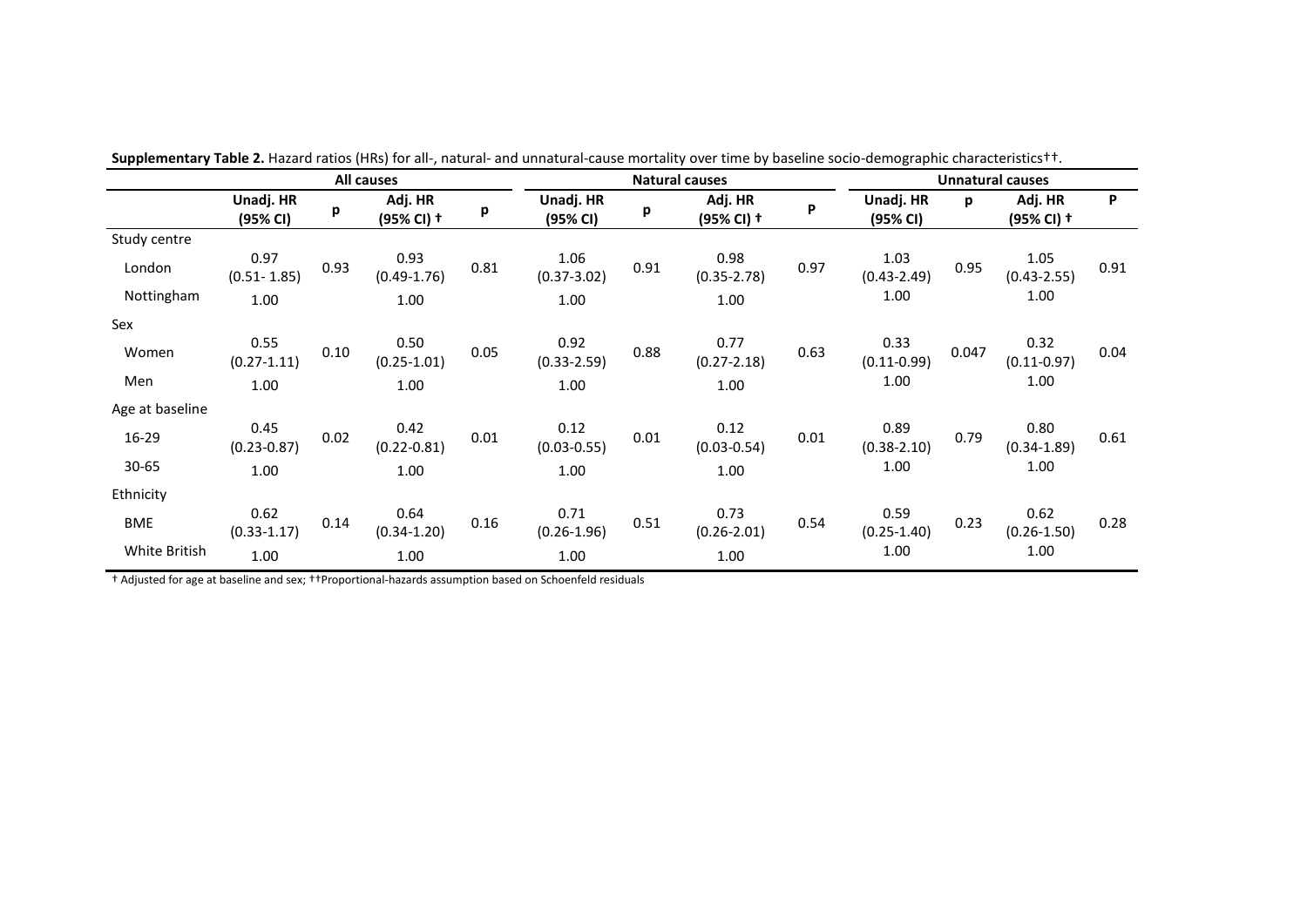**Supplementary Table 2.** Hazard ratios (HRs) for all-, natural- and unnatural-cause mortality over time by baseline socio-demographic characteristics††.

| | All causes | | | | Natural causes | | | | Unnatural causes | | | |
|---|---|---|---|---|---|---|---|---|---|---|---|---|
| | Unadj. HR (95% CI) | p | Adj. HR (95% CI) † | p | Unadj. HR (95% CI) | p | Adj. HR (95% CI) † | P | Unadj. HR (95% CI) | p | Adj. HR (95% CI) † | P |
| Study centre | | | | | | | | | | | | |
| London | 0.97 (0.51- 1.85) | 0.93 | 0.93 (0.49-1.76) | 0.81 | 1.06 (0.37-3.02) | 0.91 | 0.98 (0.35-2.78) | 0.97 | 1.03 (0.43-2.49) | 0.95 | 1.05 (0.43-2.55) | 0.91 |
| Nottingham | 1.00 | | 1.00 | | 1.00 | | 1.00 | | 1.00 | | 1.00 | |
| Sex | | | | | | | | | | | | |
| Women | 0.55 (0.27-1.11) | 0.10 | 0.50 (0.25-1.01) | 0.05 | 0.92 (0.33-2.59) | 0.88 | 0.77 (0.27-2.18) | 0.63 | 0.33 (0.11-0.99) | 0.047 | 0.32 (0.11-0.97) | 0.04 |
| Men | 1.00 | | 1.00 | | 1.00 | | 1.00 | | 1.00 | | 1.00 | |
| Age at baseline | | | | | | | | | | | | |
| 16-29 | 0.45 (0.23-0.87) | 0.02 | 0.42 (0.22-0.81) | 0.01 | 0.12 (0.03-0.55) | 0.01 | 0.12 (0.03-0.54) | 0.01 | 0.89 (0.38-2.10) | 0.79 | 0.80 (0.34-1.89) | 0.61 |
| 30-65 | 1.00 | | 1.00 | | 1.00 | | 1.00 | | 1.00 | | 1.00 | |
| Ethnicity | | | | | | | | | | | | |
| BME | 0.62 (0.33-1.17) | 0.14 | 0.64 (0.34-1.20) | 0.16 | 0.71 (0.26-1.96) | 0.51 | 0.73 (0.26-2.01) | 0.54 | 0.59 (0.25-1.40) | 0.23 | 0.62 (0.26-1.50) | 0.28 |
| White British | 1.00 | | 1.00 | | 1.00 | | 1.00 | | 1.00 | | 1.00 | |

† Adjusted for age at baseline and sex; ††Proportional-hazards assumption based on Schoenfeld residuals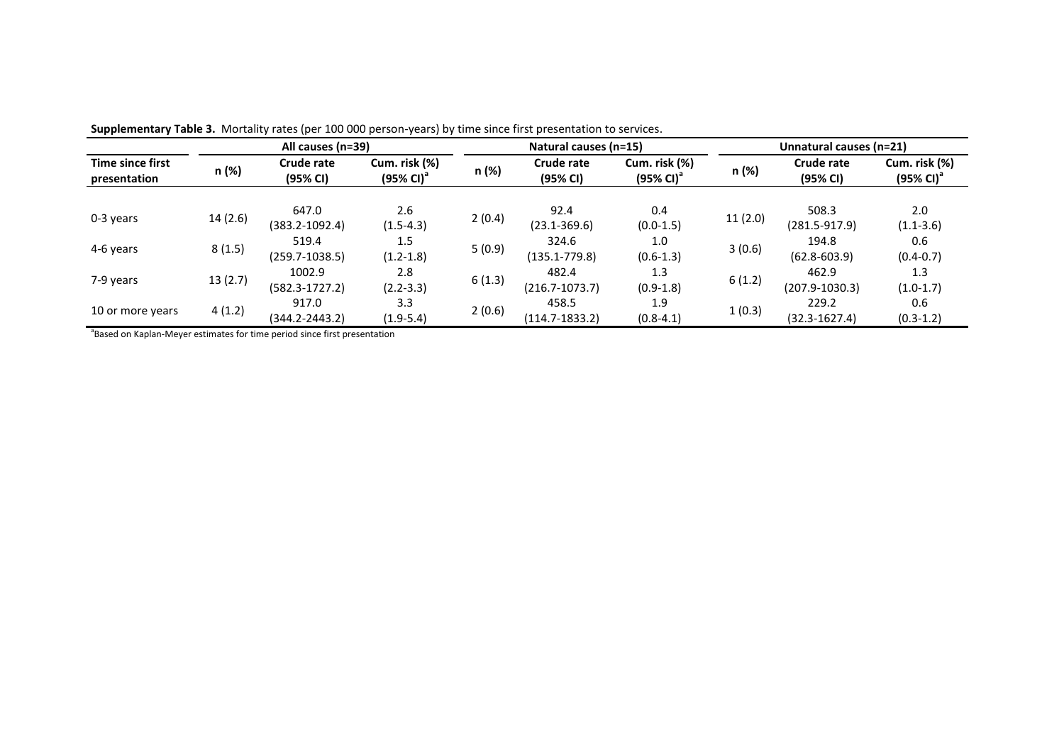**Supplementary Table 3.** Mortality rates (per 100 000 person-years) by time since first presentation to services.

| Time since first presentation | All causes (n=39) | | | Natural causes (n=15) | | | Unnatural causes (n=21) | | |
|---|---|---|---|---|---|---|---|---|---|
| | n (%) | Crude rate (95% CI) | Cum. risk (%) (95% CI)[a] | n (%) | Crude rate (95% CI) | Cum. risk (%) (95% CI)[a] | n (%) | Crude rate (95% CI) | Cum. risk (%) (95% CI)[a] |
| 0-3 years | 14 (2.6) | 647.0 (383.2-1092.4) | 2.6 (1.5-4.3) | 2 (0.4) | 92.4 (23.1-369.6) | 0.4 (0.0-1.5) | 11 (2.0) | 508.3 (281.5-917.9) | 2.0 (1.1-3.6) |
| 4-6 years | 8 (1.5) | 519.4 (259.7-1038.5) | 1.5 (1.2-1.8) | 5 (0.9) | 324.6 (135.1-779.8) | 1.0 (0.6-1.3) | 3 (0.6) | 194.8 (62.8-603.9) | 0.6 (0.4-0.7) |
| 7-9 years | 13 (2.7) | 1002.9 (582.3-1727.2) | 2.8 (2.2-3.3) | 6 (1.3) | 482.4 (216.7-1073.7) | 1.3 (0.9-1.8) | 6 (1.2) | 462.9 (207.9-1030.3) | 1.3 (1.0-1.7) |
| 10 or more years | 4 (1.2) | 917.0 (344.2-2443.2) | 3.3 (1.9-5.4) | 2 (0.6) | 458.5 (114.7-1833.2) | 1.9 (0.8-4.1) | 1 (0.3) | 229.2 (32.3-1627.4) | 0.6 (0.3-1.2) |

[a]Based on Kaplan-Meyer estimates for time period since first presentation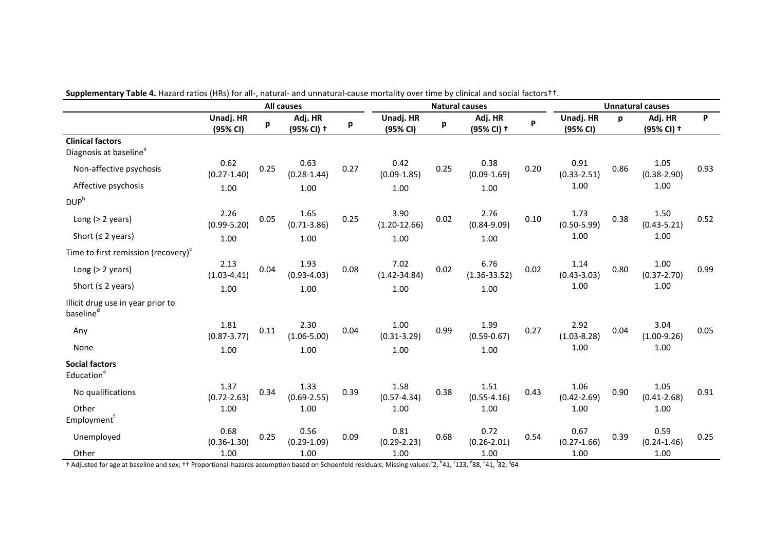**Supplementary Table 4.** Hazard ratios (HRs) for all-, natural- and unnatural-cause mortality over time by clinical and social factors††.

| | All causes | | | | Natural causes | | | | Unnatural causes | | | |
|---|---|---|---|---|---|---|---|---|---|---|---|---|
| | Unadj. HR (95% CI) | p | Adj. HR (95% CI) † | p | Unadj. HR (95% CI) | p | Adj. HR (95% CI) † | P | Unadj. HR (95% CI) | p | Adj. HR (95% CI) † | P |
| **Clinical factors** | | | | | | | | | | | | |
| Diagnosis at baseline[a] | | | | | | | | | | | | |
| Non-affective psychosis | 0.62 (0.27-1.40) | 0.25 | 0.63 (0.28-1.44) | 0.27 | 0.42 (0.09-1.85) | 0.25 | 0.38 (0.09-1.69) | 0.20 | 0.91 (0.33-2.51) | 0.86 | 1.05 (0.38-2.90) | 0.93 |
| Affective psychosis | 1.00 | | 1.00 | | 1.00 | | 1.00 | | 1.00 | | 1.00 | |
| DUP[b] | | | | | | | | | | | | |
| Long (> 2 years) | 2.26 (0.99-5.20) | 0.05 | 1.65 (0.71-3.86) | 0.25 | 3.90 (1.20-12.66) | 0.02 | 2.76 (0.84-9.09) | 0.10 | 1.73 (0.50-5.99) | 0.38 | 1.50 (0.43-5.21) | 0.52 |
| Short (≤ 2 years) | 1.00 | | 1.00 | | 1.00 | | 1.00 | | 1.00 | | 1.00 | |
| Time to first remission (recovery)[c] | | | | | | | | | | | | |
| Long (> 2 years) | 2.13 (1.03-4.41) | 0.04 | 1.93 (0.93-4.03) | 0.08 | 7.02 (1.42-34.84) | 0.02 | 6.76 (1.36-33.52) | 0.02 | 1.14 (0.43-3.03) | 0.80 | 1.00 (0.37-2.70) | 0.99 |
| Short (≤ 2 years) | 1.00 | | 1.00 | | 1.00 | | 1.00 | | 1.00 | | 1.00 | |
| Illicit drug use in year prior to baseline[d] | | | | | | | | | | | | |
| Any | 1.81 (0.87-3.77) | 0.11 | 2.30 (1.06-5.00) | 0.04 | 1.00 (0.31-3.29) | 0.99 | 1.99 (0.59-0.67) | 0.27 | 2.92 (1.03-8.28) | 0.04 | 3.04 (1.00-9.26) | 0.05 |
| None | 1.00 | | 1.00 | | 1.00 | | 1.00 | | 1.00 | | 1.00 | |
| **Social factors** | | | | | | | | | | | | |
| Education[e] | | | | | | | | | | | | |
| No qualifications | 1.37 (0.72-2.63) | 0.34 | 1.33 (0.69-2.55) | 0.39 | 1.58 (0.57-4.34) | 0.38 | 1.51 (0.55-4.16) | 0.43 | 1.06 (0.42-2.69) | 0.90 | 1.05 (0.41-2.68) | 0.91 |
| Other | 1.00 | | 1.00 | | 1.00 | | 1.00 | | 1.00 | | 1.00 | |
| Employment[f] | | | | | | | | | | | | |
| Unemployed | 0.68 (0.36-1.30) | 0.25 | 0.56 (0.29-1.09) | 0.09 | 0.81 (0.29-2.23) | 0.68 | 0.72 (0.26-2.01) | 0.54 | 0.67 (0.27-1.66) | 0.39 | 0.59 (0.24-1.46) | 0.25 |
| Other | 1.00 | | 1.00 | | 1.00 | | 1.00 | | 1.00 | | 1.00 | |

† Adjusted for age at baseline and sex; †† Proportional-hazards assumption based on Schoenfeld residuals; Missing values: [a]2, [b]41, [c]123, [d]88, [e]41, [f]32, [g]64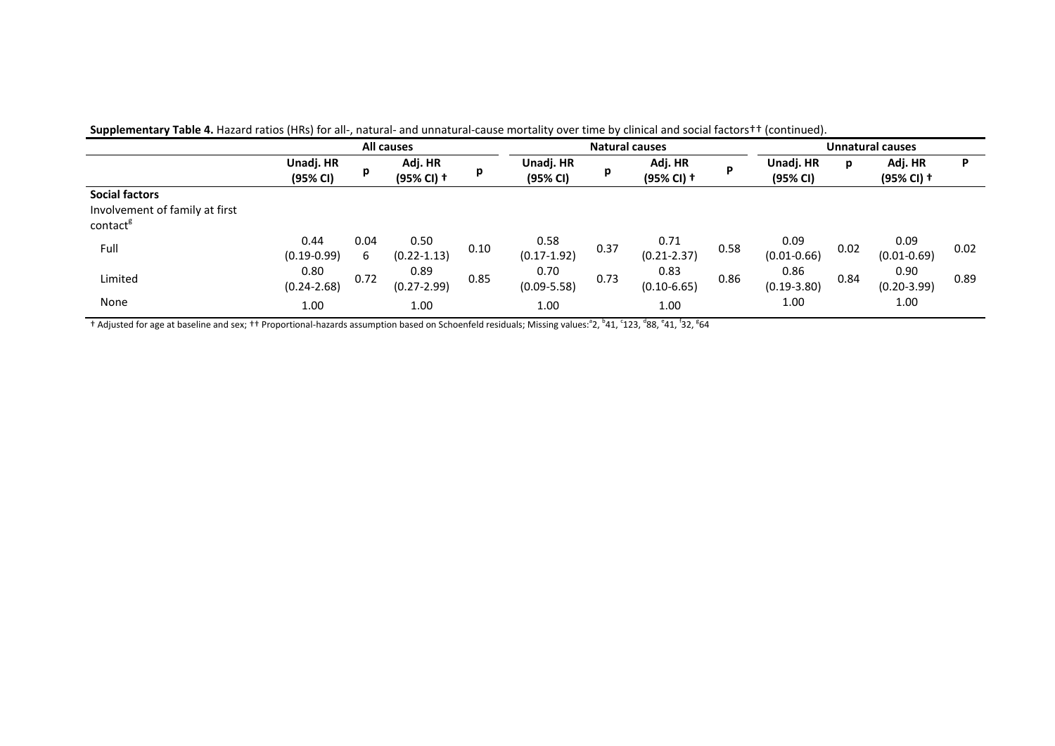**Supplementary Table 4.** Hazard ratios (HRs) for all-, natural- and unnatural-cause mortality over time by clinical and social factors†† (continued).

| | All causes | | | | Natural causes | | | | Unnatural causes | | | |
|---|---|---|---|---|---|---|---|---|---|---|---|---|
| | Unadj. HR (95% CI) | p | Adj. HR (95% CI) † | p | Unadj. HR (95% CI) | p | Adj. HR (95% CI) † | P | Unadj. HR (95% CI) | p | Adj. HR (95% CI) † | P |
| **Social factors** | | | | | | | | | | | | |
| Involvement of family at first contact[g] | | | | | | | | | | | | |
| Full | 0.44 (0.19-0.99) | 0.046 | 0.50 (0.22-1.13) | 0.10 | 0.58 (0.17-1.92) | 0.37 | 0.71 (0.21-2.37) | 0.58 | 0.09 (0.01-0.66) | 0.02 | 0.09 (0.01-0.69) | 0.02 |
| Limited | 0.80 (0.24-2.68) | 0.72 | 0.89 (0.27-2.99) | 0.85 | 0.70 (0.09-5.58) | 0.73 | 0.83 (0.10-6.65) | 0.86 | 0.86 (0.19-3.80) | 0.84 | 0.90 (0.20-3.99) | 0.89 |
| None | 1.00 | | 1.00 | | 1.00 | | 1.00 | | 1.00 | | 1.00 | |

† Adjusted for age at baseline and sex; †† Proportional-hazards assumption based on Schoenfeld residuals; Missing values:[a]2, [b]41, [c]123, [d]88, [e]41, [f]32, [g]64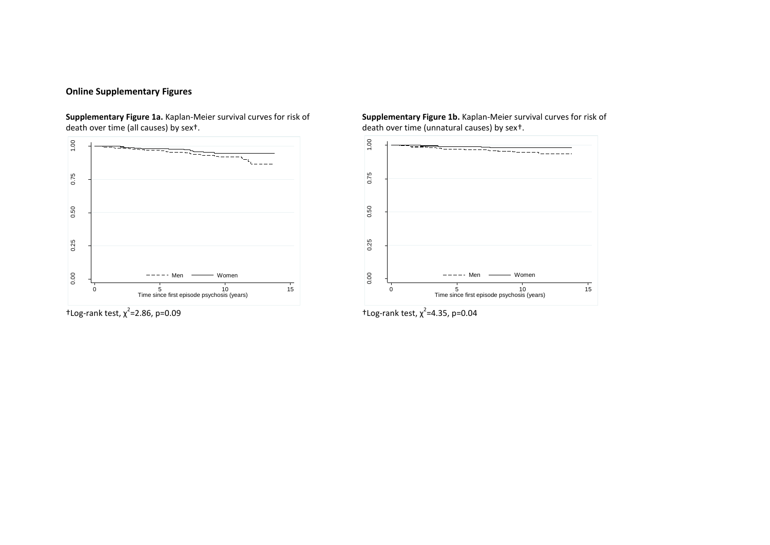**Online Supplementary Figures**

**Supplementary Figure 1a.** Kaplan-Meier survival curves for risk of death over time (all causes) by sex†.

†Log-rank test, $\chi^2$=2.86, p=0.09

**Supplementary Figure 1b.** Kaplan-Meier survival curves for risk of death over time (unnatural causes) by sex†.

†Log-rank test, $\chi^2$=4.35, p=0.04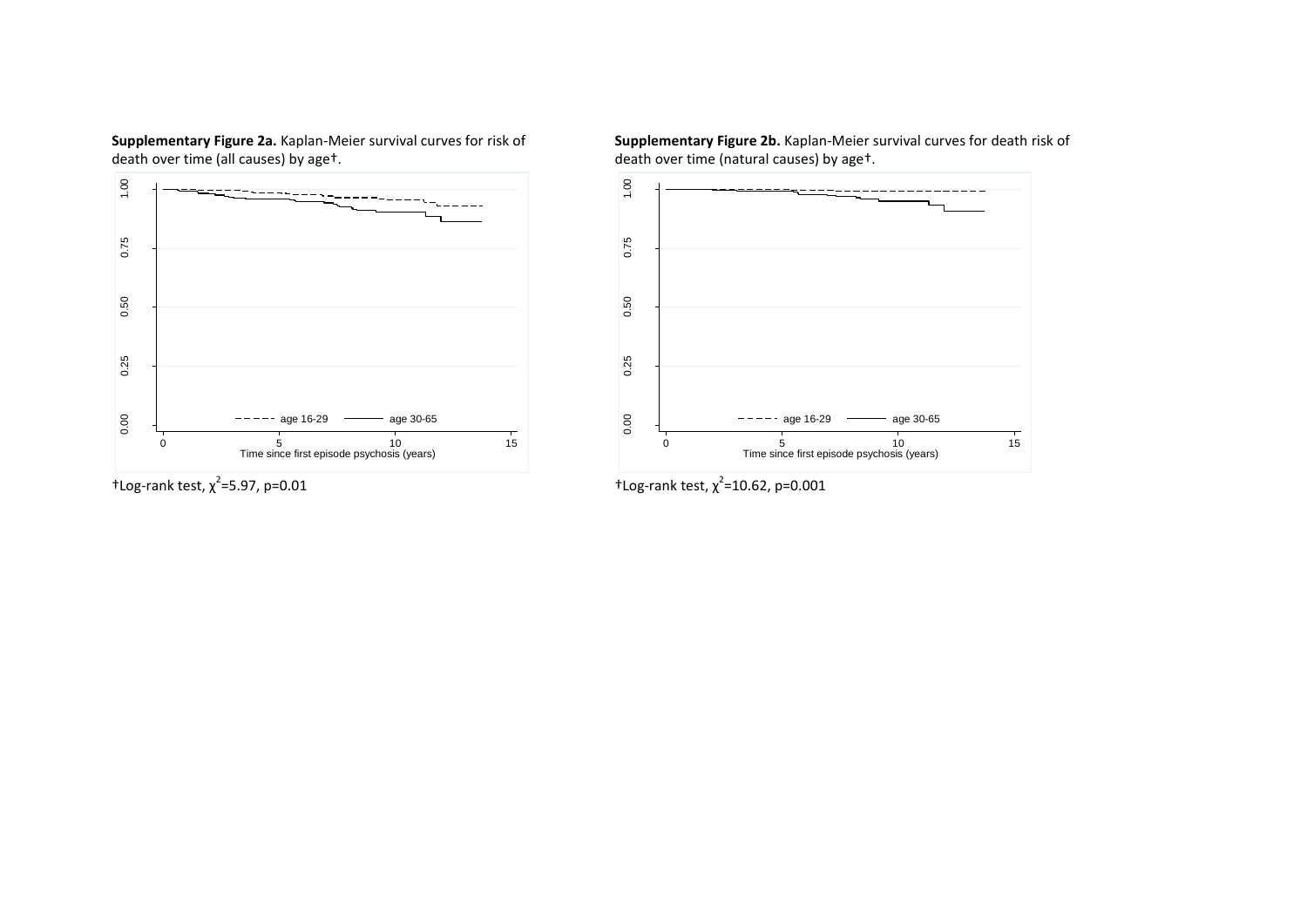**Supplementary Figure 2a.** Kaplan-Meier survival curves for risk of death over time (all causes) by age†.

†Log-rank test, $\chi^2$=5.97, p=0.01

**Supplementary Figure 2b.** Kaplan-Meier survival curves for death risk of death over time (natural causes) by age†.

†Log-rank test, $\chi^2$=10.62, p=0.001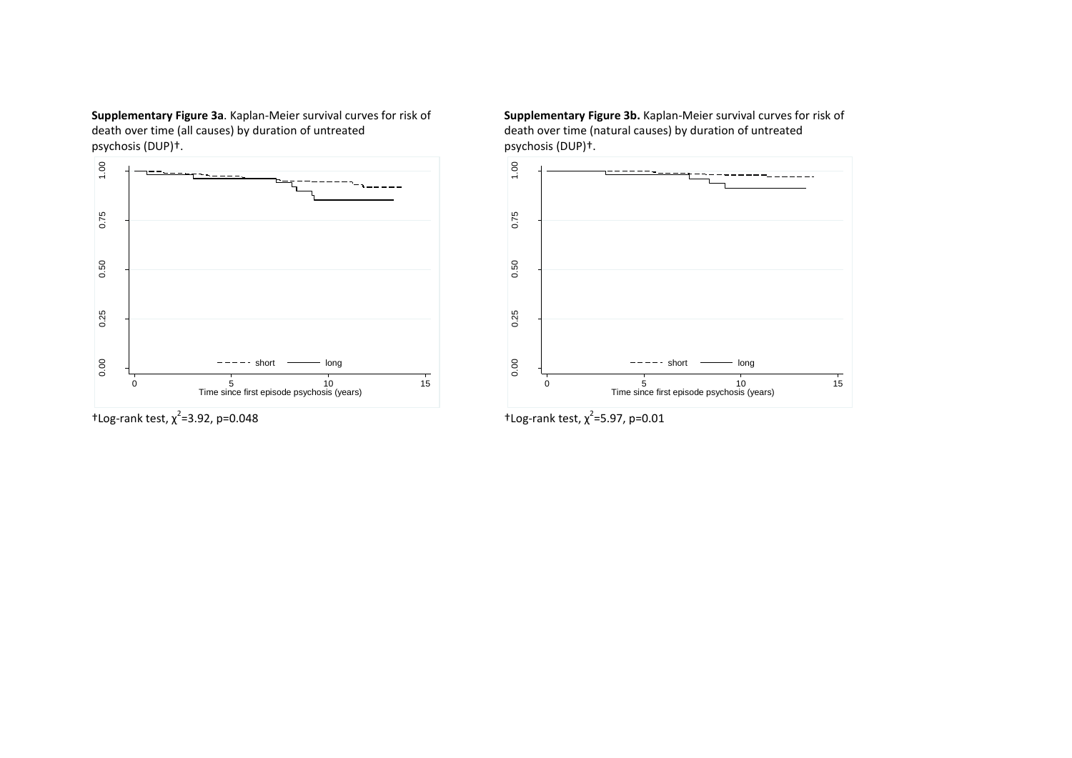**Supplementary Figure 3a**. Kaplan-Meier survival curves for risk of death over time (all causes) by duration of untreated psychosis (DUP)†.

†Log-rank test, $\chi^2$=3.92, p=0.048

**Supplementary Figure 3b.** Kaplan-Meier survival curves for risk of death over time (natural causes) by duration of untreated psychosis (DUP)†.

†Log-rank test, $\chi^2$=5.97, p=0.01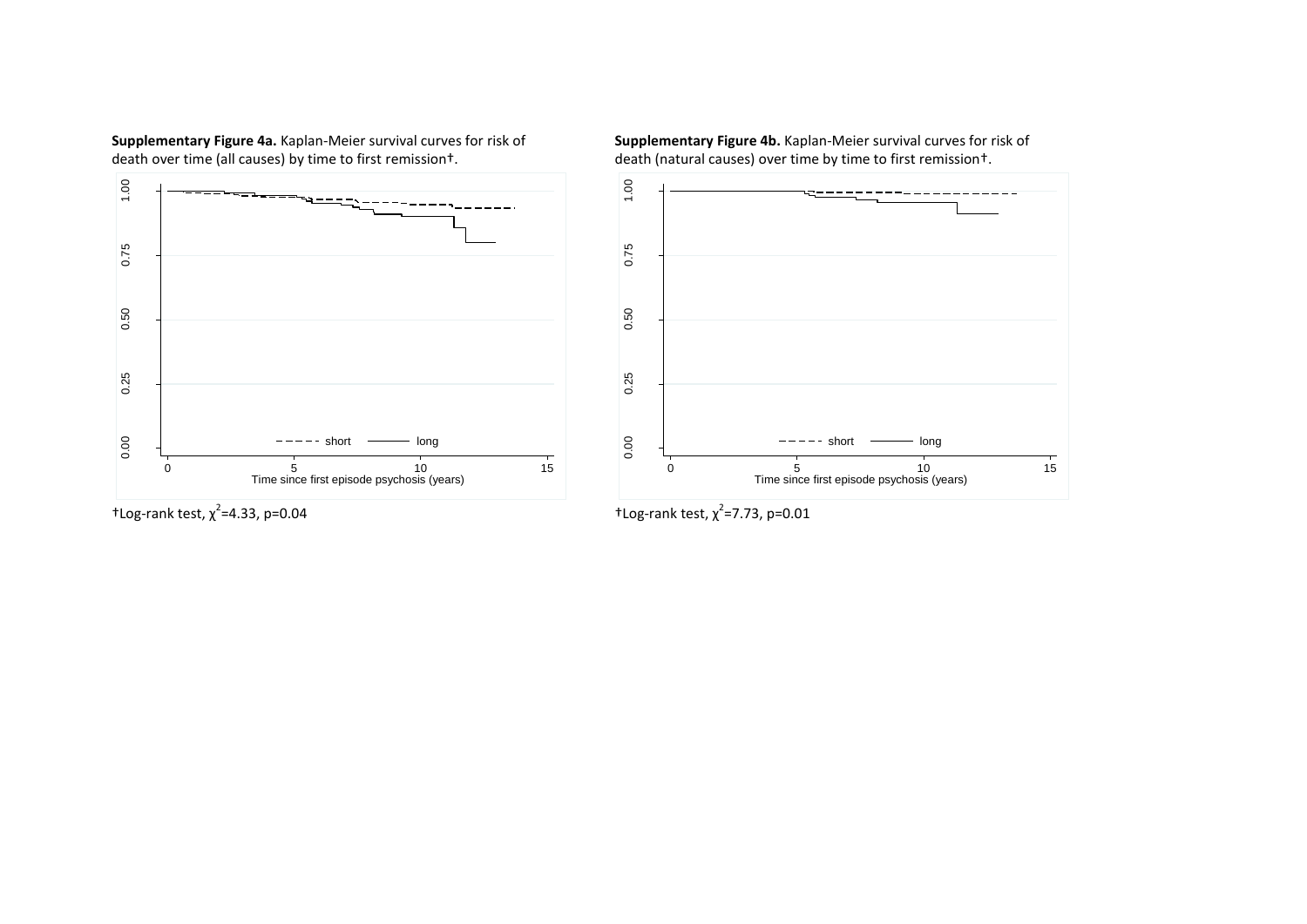**Supplementary Figure 4a.** Kaplan-Meier survival curves for risk of death over time (all causes) by time to first remission†.

†Log-rank test, $\chi^2$=4.33, p=0.04

**Supplementary Figure 4b.** Kaplan-Meier survival curves for risk of death (natural causes) over time by time to first remission†.

†Log-rank test, $\chi^2$=7.73, p=0.01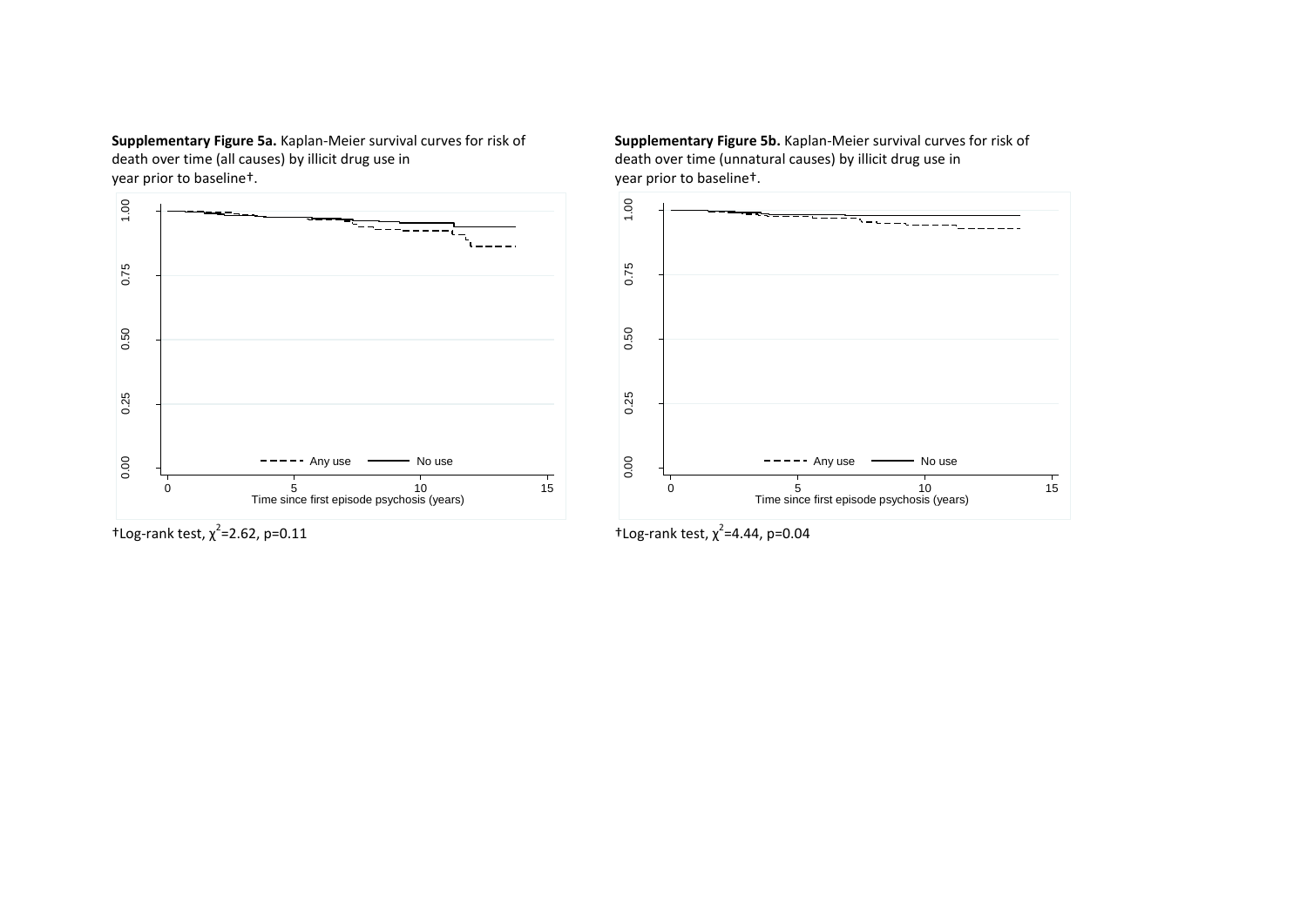**Supplementary Figure 5a.** Kaplan-Meier survival curves for risk of death over time (all causes) by illicit drug use in year prior to baseline†.

†Log-rank test, $\chi^2$=2.62, p=0.11

**Supplementary Figure 5b.** Kaplan-Meier survival curves for risk of death over time (unnatural causes) by illicit drug use in year prior to baseline†.

†Log-rank test, $\chi^2$=4.44, p=0.04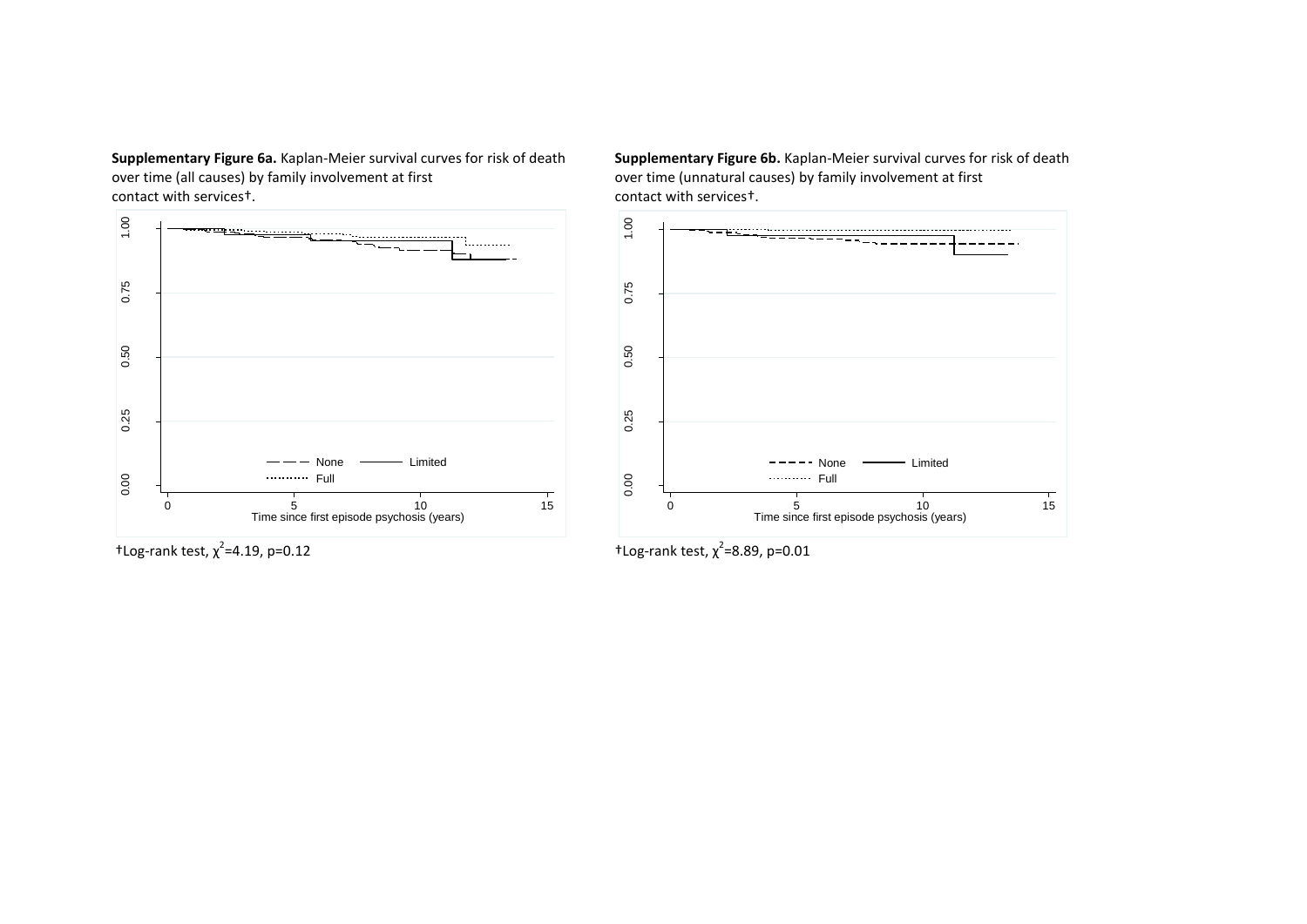**Supplementary Figure 6a.** Kaplan-Meier survival curves for risk of death over time (all causes) by family involvement at first contact with services†.

1.00
0.75
0.50
0.25
0.00
0
5
10
15
Time since first episode psychosis (years)
None
Limited
Full

†Log-rank test, $\chi^2$=4.19, p=0.12

**Supplementary Figure 6b.** Kaplan-Meier survival curves for risk of death over time (unnatural causes) by family involvement at first contact with services†.

1.00
0.75
0.50
0.25
0.00
0
5
10
15
Time since first episode psychosis (years)
None
Limited
Full

†Log-rank test, $\chi^2$=8.89, p=0.01